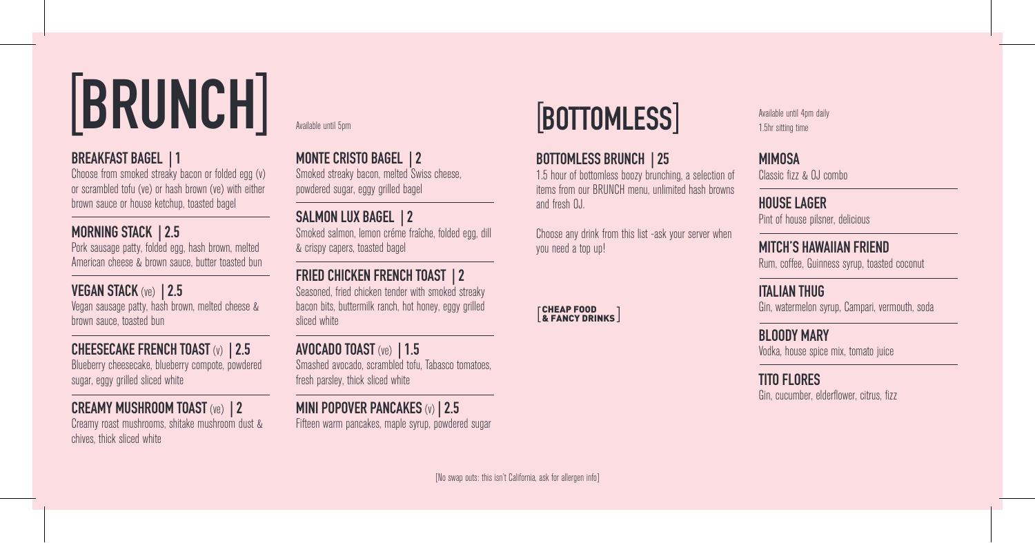# [BRUNCH]

Available until 5pm

### BREAKFAST BAGEL | 1

Choose from smoked streaky bacon or folded egg (v) or scrambled tofu (ve) or hash brown (ve) with either brown sauce or house ketchup, toasted bagel

### MORNING STACK | 2.5

Pork sausage patty, folded egg, hash brown, melted American cheese & brown sauce, butter toasted bun

### VEGAN STACK (ve) | 2.5

Vegan sausage patty, hash brown, melted cheese & brown sauce, toasted bun

### CHEESECAKE FRENCH TOAST (v) | 2.5

Blueberry cheesecake, blueberry compote, powdered sugar, eggy grilled sliced white

### CREAMY MUSHROOM TOAST (ve) | 2

Creamy roast mushrooms, shitake mushroom dust & chives, thick sliced white

### MONTE CRISTO BAGEL | 2

Smoked streaky bacon, melted Swiss cheese, powdered sugar, eggy grilled bagel

### SALMON LUX BAGEL | 2

Smoked salmon, lemon créme fraîche, folded egg, dill & crispy capers, toasted bagel

### FRIED CHICKEN FRENCH TOAST | 2

Seasoned, fried chicken tender with smoked streaky bacon bits, buttermilk ranch, hot honey, eggy grilled sliced white

### AVOCADO TOAST (ve) | 1.5

Smashed avocado, scrambled tofu, Tabasco tomatoes, fresh parsley, thick sliced white

### MINI POPOVER PANCAKES (v) | 2.5

Fifteen warm pancakes, maple syrup, powdered sugar

# [BOTTOMLESS]

Available until 4pm daily
1.5hr sitting time

### BOTTOMLESS BRUNCH | 25

1.5 hour of bottomless boozy brunching, a selection of items from our BRUNCH menu, unlimited hash browns and fresh OJ.

Choose any drink from this list -ask your server when you need a top up!

[CHEAP FOOD & FANCY DRINKS]

### MIMOSA

Classic fizz & OJ combo

### HOUSE LAGER

Pint of house pilsner, delicious

### MITCH'S HAWAIIAN FRIEND

Rum, coffee, Guinness syrup, toasted coconut

### ITALIAN THUG

Gin, watermelon syrup, Campari, vermouth, soda

### BLOODY MARY

Vodka, house spice mix, tomato juice

### TITO FLORES

Gin, cucumber, elderflower, citrus, fizz

[No swap outs: this isn't California, ask for allergen info]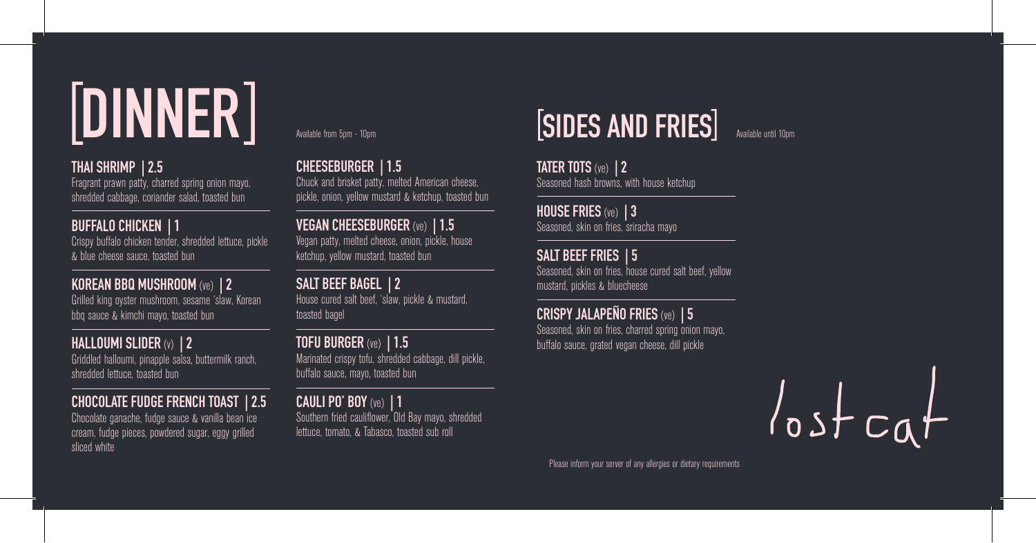# [DINNER]

Available from 5pm - 10pm

### THAI SHRIMP | 2.5
Fragrant prawn patty, charred spring onion mayo, shredded cabbage, coriander salad, toasted bun

### BUFFALO CHICKEN | 1
Crispy buffalo chicken tender, shredded lettuce, pickle & blue cheese sauce, toasted bun

### KOREAN BBQ MUSHROOM (ve) | 2
Grilled king oyster mushroom, sesame 'slaw, Korean bbq sauce & kimchi mayo, toasted bun

### HALLOUMI SLIDER (v) | 2
Griddled halloumi, pinapple salsa, buttermilk ranch, shredded lettuce, toasted bun

### CHOCOLATE FUDGE FRENCH TOAST | 2.5
Chocolate ganache, fudge sauce & vanilla bean ice cream, fudge pieces, powdered sugar, eggy grilled sliced white

### CHEESEBURGER | 1.5
Chuck and brisket patty, melted American cheese, pickle, onion, yellow mustard & ketchup, toasted bun

### VEGAN CHEESEBURGER (ve) | 1.5
Vegan patty, melted cheese, onion, pickle, house ketchup, yellow mustard, toasted bun

### SALT BEEF BAGEL | 2
House cured salt beef, 'slaw, pickle & mustard, toasted bagel

### TOFU BURGER (ve) | 1.5
Marinated crispy tofu, shredded cabbage, dill pickle, buffalo sauce, mayo, toasted bun

### CAULI PO' BOY (ve) | 1
Southern fried cauliflower, Old Bay mayo, shredded lettuce, tomato, & Tabasco, toasted sub roll

# [SIDES AND FRIES]

Available until 10pm

### TATER TOTS (ve) | 2
Seasoned hash browns, with house ketchup

### HOUSE FRIES (ve) | 3
Seasoned, skin on fries, sriracha mayo

### SALT BEEF FRIES | 5
Seasoned, skin on fries, house cured salt beef, yellow mustard, pickles & bluecheese

### CRISPY JALAPEÑO FRIES (ve) | 5
Seasoned, skin on fries, charred spring onion mayo, buffalo sauce, grated vegan cheese, dill pickle

lostcat

Please inform your server of any allergies or dietary requirements